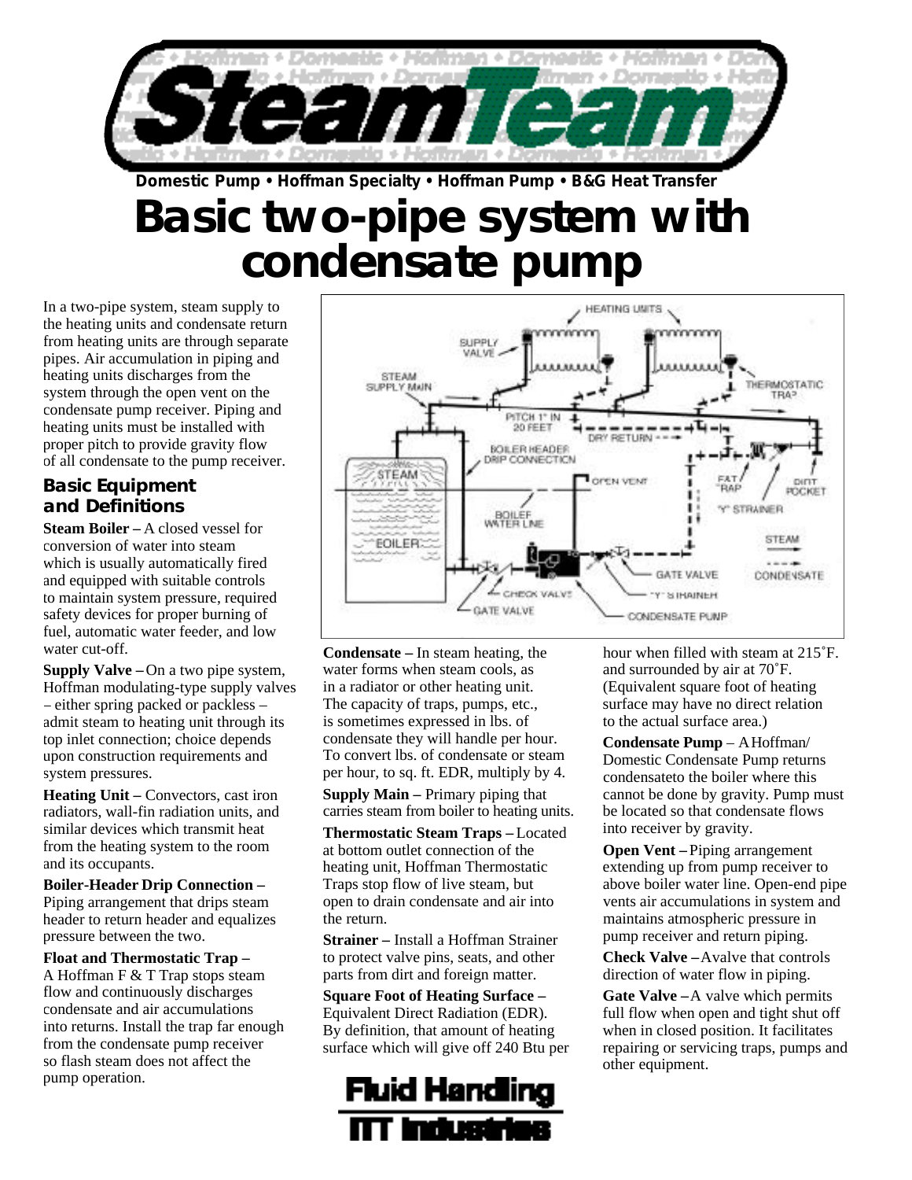# Basic two-pipe system with condensate pump

Domestic Pump • Hoffman Specialty • Hoffman Pump • B&G Heat Transfer

In a two-pipe system, steam supply to the heating units and condensate return from heating units are through separate pipes. Air accumulation in piping and heating units discharges from the system through the open vent on the condensate pump receiver. Piping and heating units must be installed with proper pitch to provide gravity flow of all condensate to the pump receiver.

## Basic Equipment and Definitions

**Steam Boiler –** A closed vessel for conversion of water into steam which is usually automatically fired and equipped with suitable controls to maintain system pressure, required safety devices for proper burning of fuel, automatic water feeder, and low water cut-off.

**Supply Valve –** On a two pipe system, Hoffman modulating-type supply valves – either spring packed or packless – admit steam to heating unit through its top inlet connection; choice depends upon construction requirements and system pressures.

**Heating Unit –** Convectors, cast iron radiators, wall-fin radiation units, and similar devices which transmit heat from the heating system to the room and its occupants.

**Boiler-Header Drip Connection –** Piping arrangement that drips steam header to return header and equalizes pressure between the two.

**Float and Thermostatic Trap –** A Hoffman F & T Trap stops steam flow and continuously discharges condensate and air accumulations into returns. Install the trap far enough from the condensate pump receiver so flash steam does not affect the pump operation.

**Condensate –** In steam heating, the water forms when steam cools, as in a radiator or other heating unit. The capacity of traps, pumps, etc., is sometimes expressed in lbs. of condensate they will handle per hour. To convert lbs. of condensate or steam per hour, to sq. ft. EDR, multiply by 4.

**Supply Main –** Primary piping that carries steam from boiler to heating units.

**Thermostatic Steam Traps –** Located at bottom outlet connection of the heating unit, Hoffman Thermostatic Traps stop flow of live steam, but open to drain condensate and air into the return.

**Strainer –** Install a Hoffman Strainer to protect valve pins, seats, and other parts from dirt and foreign matter.

**Square Foot of Heating Surface –** Equivalent Direct Radiation (EDR). By definition, that amount of heating surface which will give off 240 Btu per hour when filled with steam at 215˚F. and surrounded by air at 70˚F. (Equivalent square foot of heating surface may have no direct relation to the actual surface area.)

**Condensate Pump** – A Hoffman/ Domestic Condensate Pump returns condensateto the boiler where this cannot be done by gravity. Pump must be located so that condensate flows into receiver by gravity.

**Open Vent –** Piping arrangement extending up from pump receiver to above boiler water line. Open-end pipe vents air accumulations in system and maintains atmospheric pressure in pump receiver and return piping.

**Check Valve –** Avalve that controls direction of water flow in piping.

**Gate Valve –** A valve which permits full flow when open and tight shut off when in closed position. It facilitates repairing or servicing traps, pumps and other equipment.

Fluid Handling
ITT Industries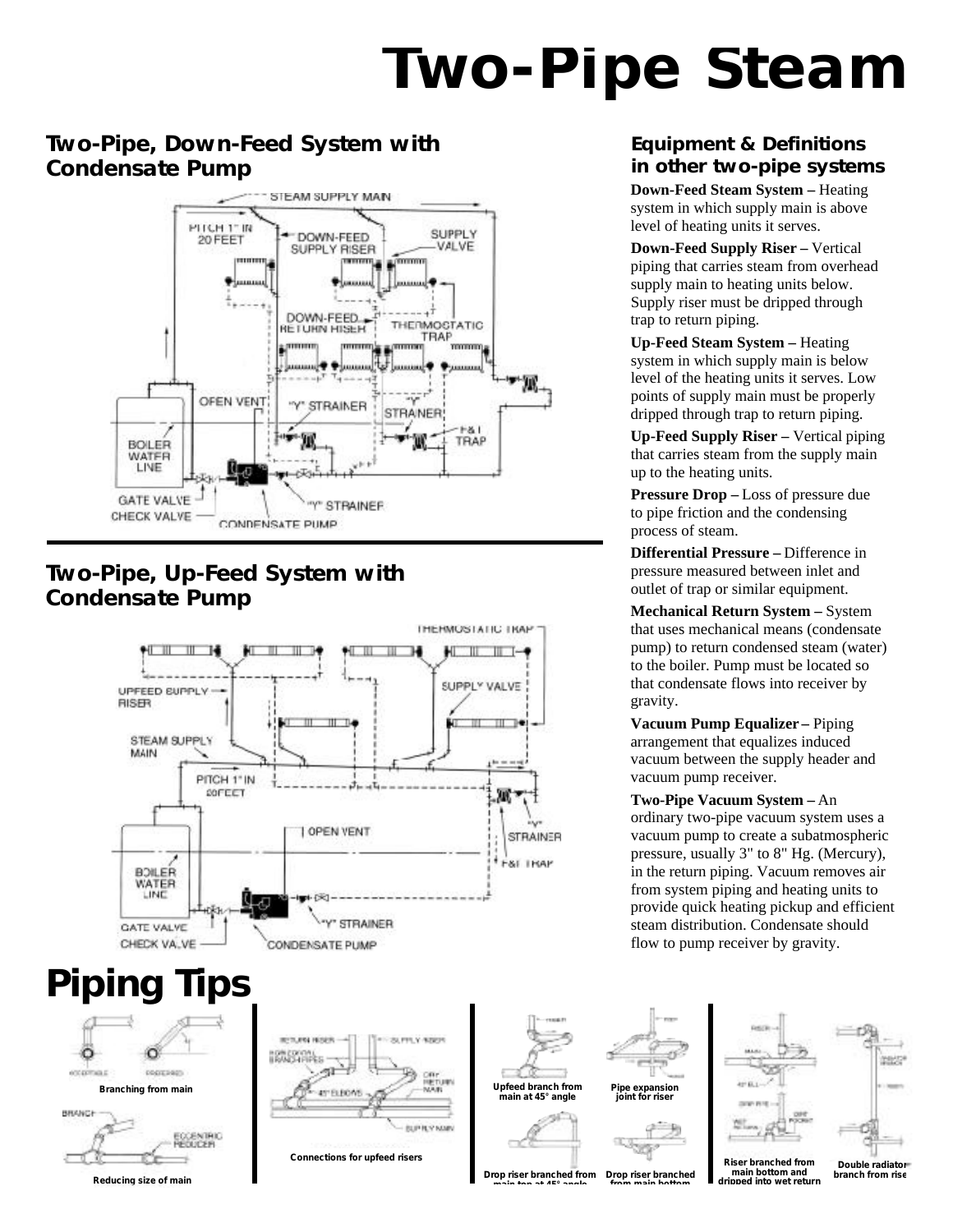# Two-Pipe Steam

## Two-Pipe, Down-Feed System with Condensate Pump

## Two-Pipe, Up-Feed System with Condensate Pump

## Equipment & Definitions in other two-pipe systems

**Down-Feed Steam System –** Heating system in which supply main is above level of heating units it serves.

**Down-Feed Supply Riser –** Vertical piping that carries steam from overhead supply main to heating units below. Supply riser must be dripped through trap to return piping.

**Up-Feed Steam System –** Heating system in which supply main is below level of the heating units it serves. Low points of supply main must be properly dripped through trap to return piping.

**Up-Feed Supply Riser –** Vertical piping that carries steam from the supply main up to the heating units.

**Pressure Drop –** Loss of pressure due to pipe friction and the condensing process of steam.

**Differential Pressure –** Difference in pressure measured between inlet and outlet of trap or similar equipment.

**Mechanical Return System –** System that uses mechanical means (condensate pump) to return condensed steam (water) to the boiler. Pump must be located so that condensate flows into receiver by gravity.

**Vacuum Pump Equalizer –** Piping arrangement that equalizes induced vacuum between the supply header and vacuum pump receiver.

**Two-Pipe Vacuum System –** An ordinary two-pipe vacuum system uses a vacuum pump to create a subatmospheric pressure, usually 3" to 8" Hg. (Mercury), in the return piping. Vacuum removes air from system piping and heating units to provide quick heating pickup and efficient steam distribution. Condensate should flow to pump receiver by gravity.

# Piping Tips

Branching from main

Reducing size of main

Connections for upfeed risers

Upfeed branch from main at 45° angle

Pipe expansion joint for riser

Drop riser branched from main top at 45° angle

Drop riser branched from main bottom

Riser branched from main bottom and dripped into wet return

Double radiator branch from riser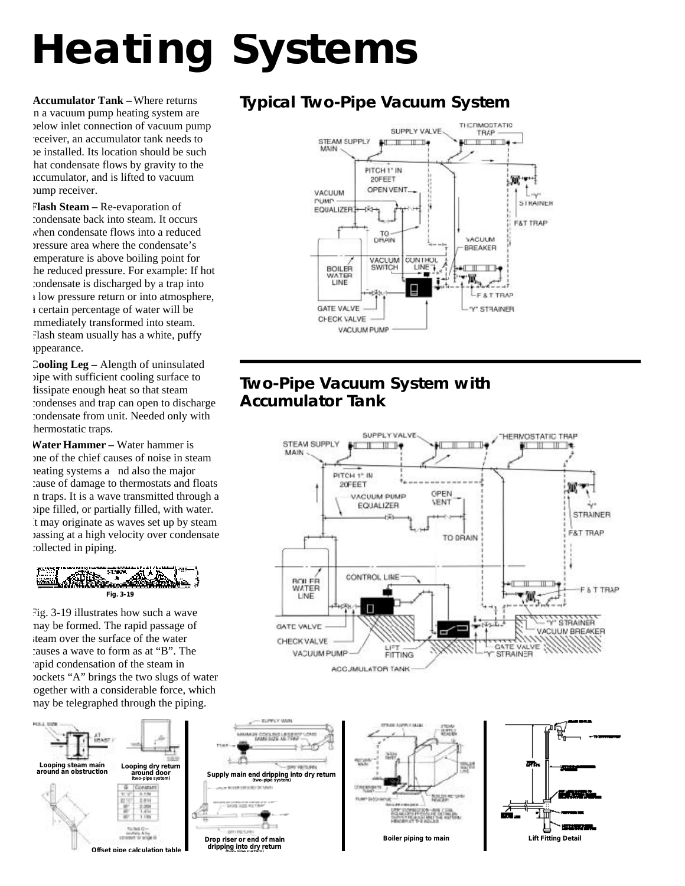# Heating Systems

**Accumulator Tank –** Where returns in a vacuum pump heating system are below inlet connection of vacuum pump receiver, an accumulator tank needs to be installed. Its location should be such that condensate flows by gravity to the accumulator, and is lifted to vacuum pump receiver.

**Flash Steam –** Re-evaporation of condensate back into steam. It occurs when condensate flows into a reduced pressure area where the condensate's temperature is above boiling point for the reduced pressure. For example: If hot condensate is discharged by a trap into a low pressure return or into atmosphere, a certain percentage of water will be immediately transformed into steam. Flash steam usually has a white, puffy appearance.

**Cooling Leg –** Alength of uninsulated pipe with sufficient cooling surface to dissipate enough heat so that steam condenses and trap can open to discharge condensate from unit. Needed only with thermostatic traps.

**Water Hammer –** Water hammer is one of the chief causes of noise in steam heating systems and also the major cause of damage to thermostats and floats in traps. It is a wave transmitted through a pipe filled, or partially filled, with water. It may originate as waves set up by steam passing at a high velocity over condensate collected in piping.

Fig. 3-19

Fig. 3-19 illustrates how such a wave may be formed. The rapid passage of steam over the surface of the water causes a wave to form as at "B". The rapid condensation of the steam in pockets "A" brings the two slugs of water together with a considerable force, which may be telegraphed through the piping.

## Typical Two-Pipe Vacuum System

## Two-Pipe Vacuum System with Accumulator Tank

Looping steam main around an obstruction

Looping dry return around door (two-pipe system)

Offset pipe calculation table

Supply main end dripping into dry return (two-pipe system)

Drop riser or end of main dripping into dry return (two-pipe system)

Boiler piping to main

Lift Fitting Detail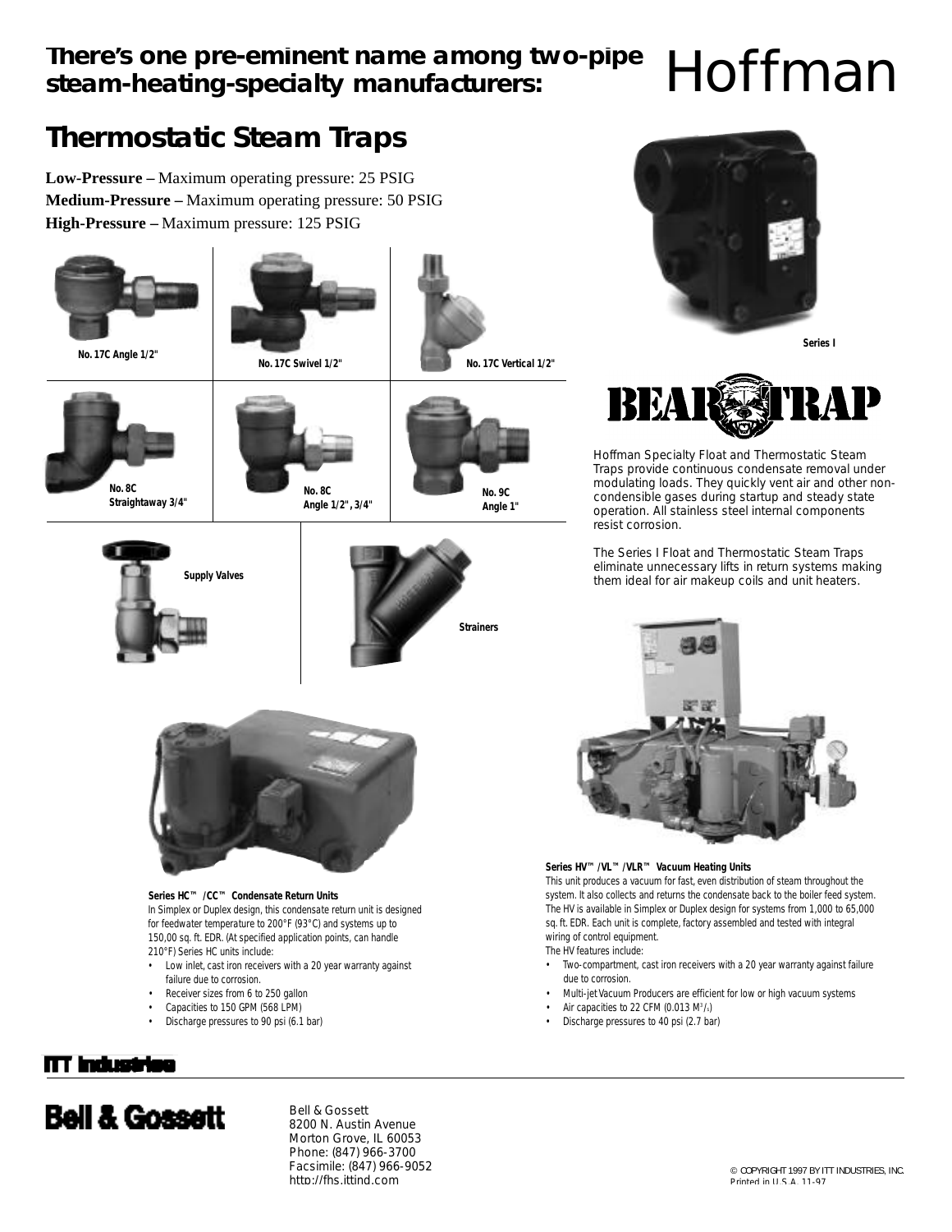# There's one pre-eminent name among two-pipe steam-heating-specialty manufacturers: Hoffman

## Thermostatic Steam Traps

**Low-Pressure –** Maximum operating pressure: 25 PSIG
**Medium-Pressure –** Maximum operating pressure: 50 PSIG
**High-Pressure –** Maximum pressure: 125 PSIG

No. 17C Angle 1/2"

No. 17C Swivel 1/2"

No. 17C Vertical 1/2"

No. 8C Straightaway 3/4"

No. 8C Angle 1/2", 3/4"

No. 9C Angle 1"

Supply Valves

Strainers

Series I

BEAR TRAP

Hoffman Specialty Float and Thermostatic Steam Traps provide continuous condensate removal under modulating loads. They quickly vent air and other non-condensible gases during startup and steady state operation. All stainless steel internal components resist corrosion.

The Series I Float and Thermostatic Steam Traps eliminate unnecessary lifts in return systems making them ideal for air makeup coils and unit heaters.

**Series HC™ /CC™ Condensate Return Units**

In Simplex or Duplex design, this condensate return unit is designed for feedwater temperature to 200°F (93°C) and systems up to 150,00 sq. ft. EDR. (At specified application points, can handle 210°F) Series HC units include:

- Low inlet, cast iron receivers with a 20 year warranty against failure due to corrosion.
- Receiver sizes from 6 to 250 gallon
- Capacities to 150 GPM (568 LPM)
- Discharge pressures to 90 psi (6.1 bar)

**Series HV™ /VL™ /VLR™ Vacuum Heating Units**

This unit produces a vacuum for fast, even distribution of steam throughout the system. It also collects and returns the condensate back to the boiler feed system. The HV is available in Simplex or Duplex design for systems from 1,000 to 65,000 sq. ft. EDR. Each unit is complete, factory assembled and tested with integral wiring of control equipment.

The HV features include:

- Two-compartment, cast iron receivers with a 20 year warranty against failure due to corrosion.
- Multi-jet Vacuum Producers are efficient for low or high vacuum systems
- Air capacities to 22 CFM (0.013 $M^3/s$)
- Discharge pressures to 40 psi (2.7 bar)

ITT Industries

Bell & Gossett

Bell & Gossett
8200 N. Austin Avenue
Morton Grove, IL 60053
Phone: (847) 966-3700
Facsimile: (847) 966-9052
http://fhs.ittind.com

© COPYRIGHT 1997 BY ITT INDUSTRIES, INC.
Printed in U.S.A. 11-97